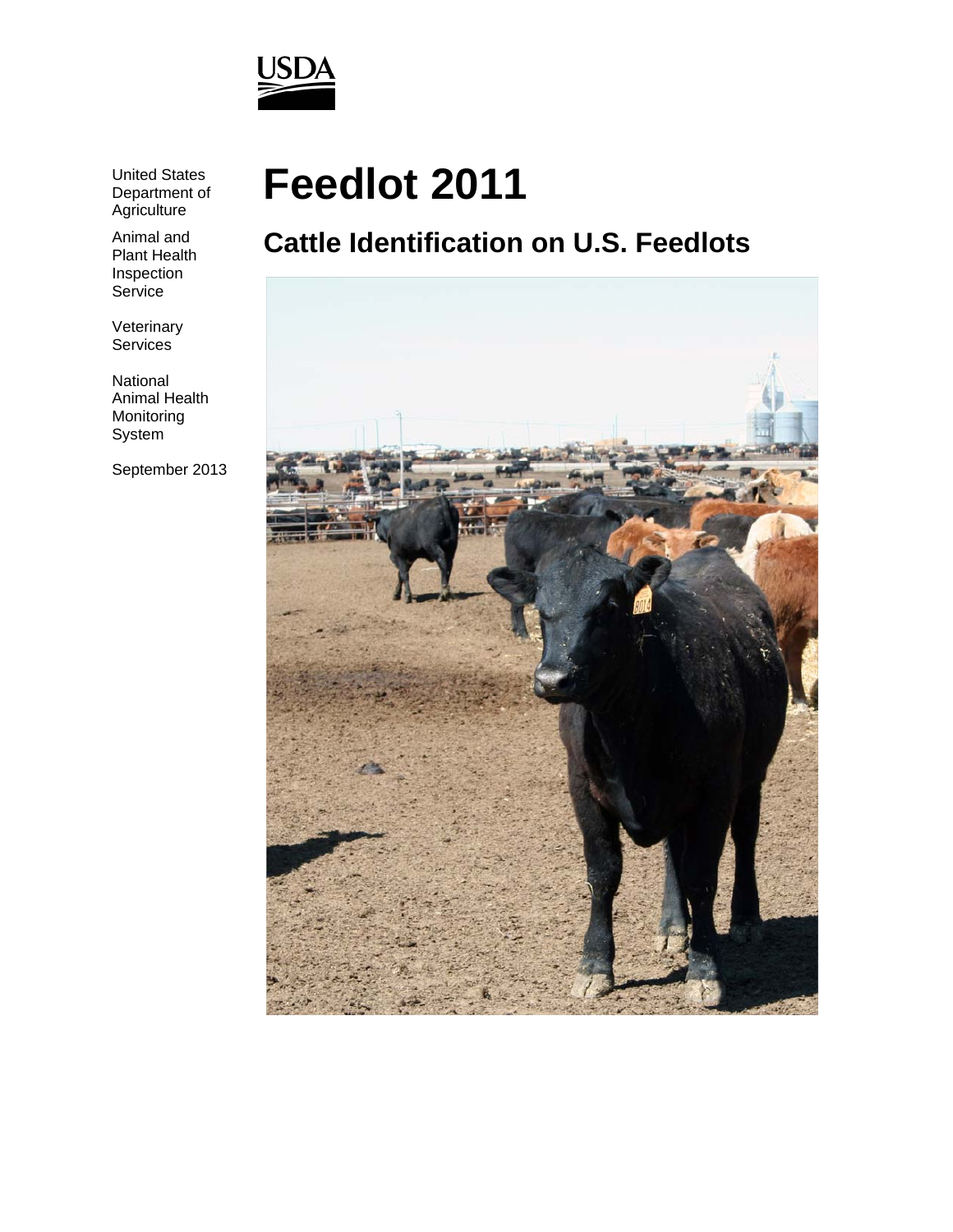USDA

United States Department of Agriculture

Animal and Plant Health Inspection Service

Veterinary Services

National Animal Health Monitoring System

September 2013

# Feedlot 2011

## Cattle Identification on U.S. Feedlots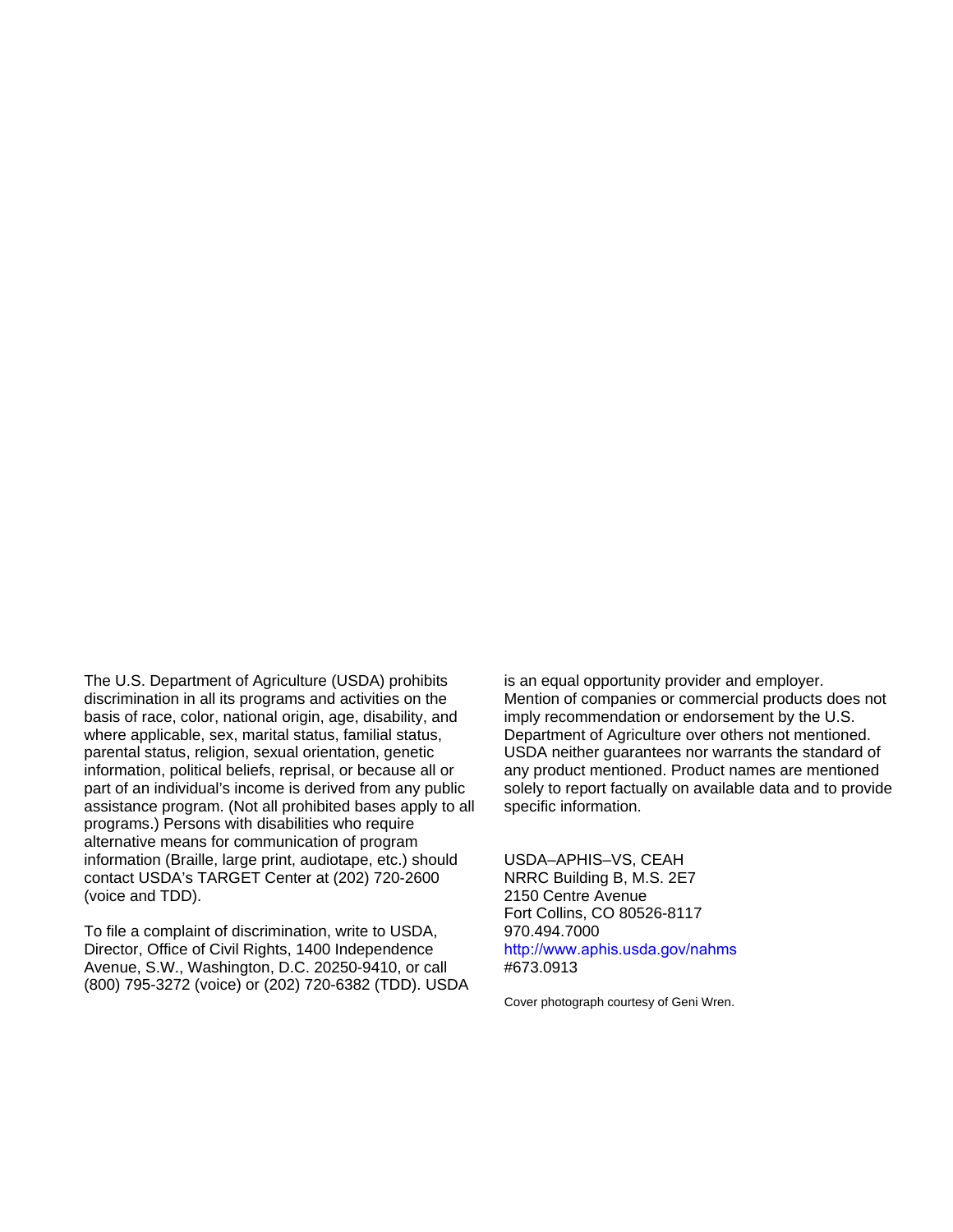The U.S. Department of Agriculture (USDA) prohibits discrimination in all its programs and activities on the basis of race, color, national origin, age, disability, and where applicable, sex, marital status, familial status, parental status, religion, sexual orientation, genetic information, political beliefs, reprisal, or because all or part of an individual's income is derived from any public assistance program. (Not all prohibited bases apply to all programs.) Persons with disabilities who require alternative means for communication of program information (Braille, large print, audiotape, etc.) should contact USDA's TARGET Center at (202) 720-2600 (voice and TDD).

To file a complaint of discrimination, write to USDA, Director, Office of Civil Rights, 1400 Independence Avenue, S.W., Washington, D.C. 20250-9410, or call (800) 795-3272 (voice) or (202) 720-6382 (TDD). USDA is an equal opportunity provider and employer.

Mention of companies or commercial products does not imply recommendation or endorsement by the U.S. Department of Agriculture over others not mentioned. USDA neither guarantees nor warrants the standard of any product mentioned. Product names are mentioned solely to report factually on available data and to provide specific information.

USDA–APHIS–VS, CEAH  
NRRC Building B, M.S. 2E7  
2150 Centre Avenue  
Fort Collins, CO 80526-8117  
970.494.7000  
http://www.aphis.usda.gov/nahms  
#673.0913

Cover photograph courtesy of Geni Wren.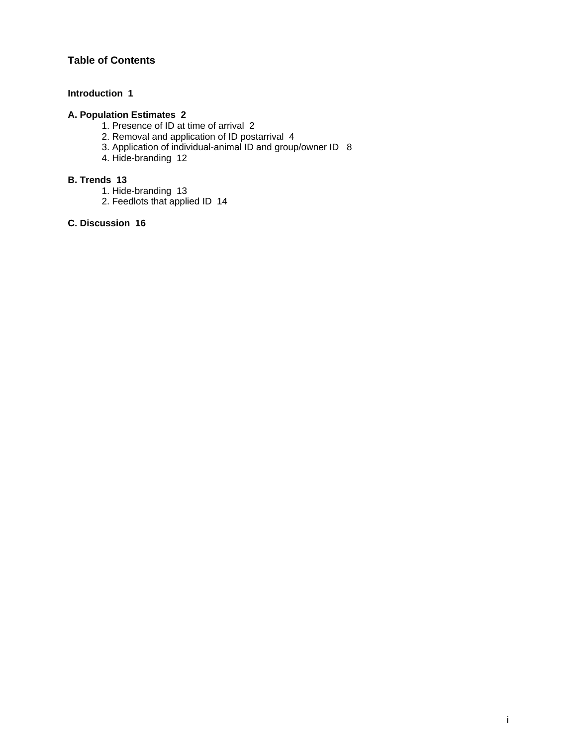# Table of Contents

**Introduction 1**

**A. Population Estimates 2**

1. Presence of ID at time of arrival 2
2. Removal and application of ID postarrival 4
3. Application of individual-animal ID and group/owner ID 8
4. Hide-branding 12

**B. Trends 13**

1. Hide-branding 13
2. Feedlots that applied ID 14

**C. Discussion 16**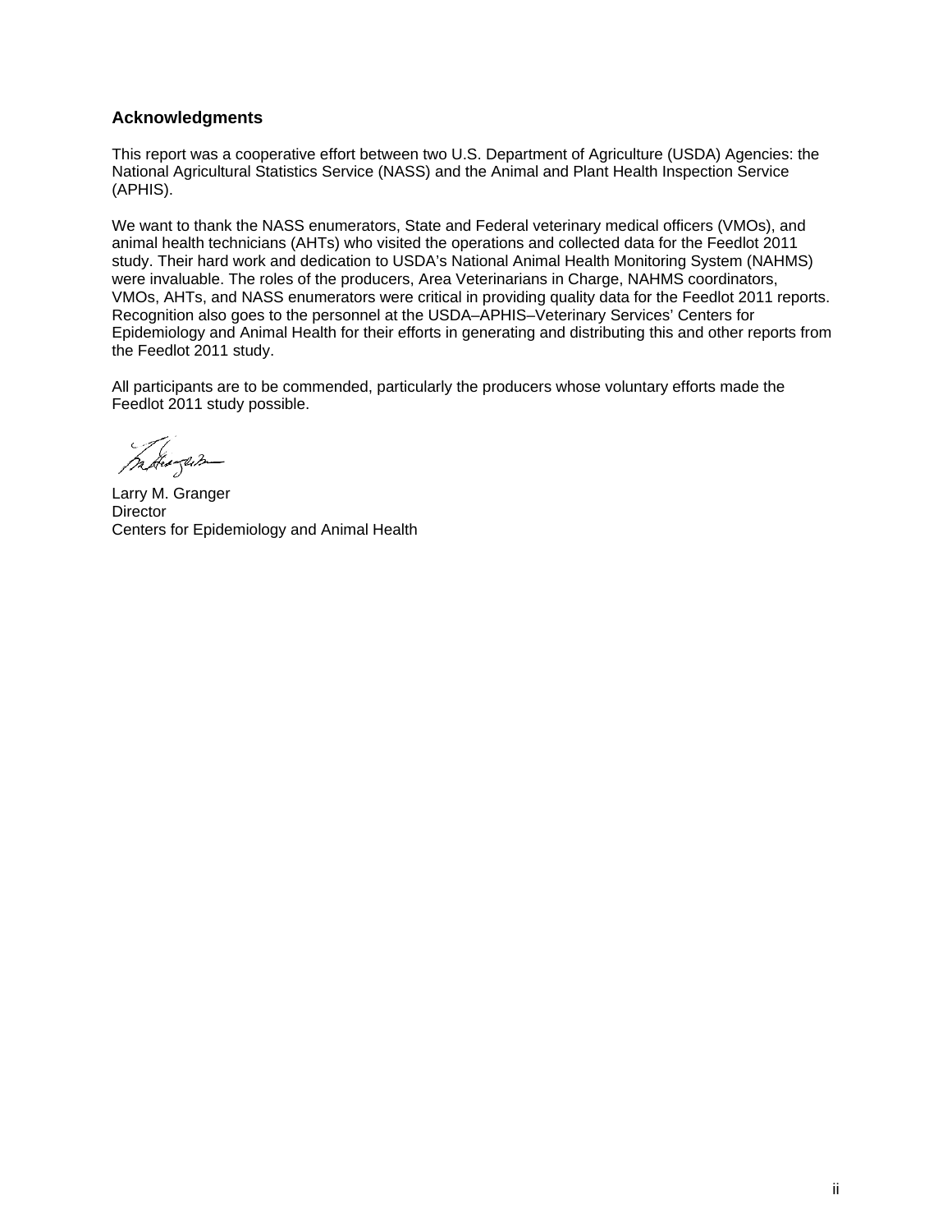## Acknowledgments

This report was a cooperative effort between two U.S. Department of Agriculture (USDA) Agencies: the National Agricultural Statistics Service (NASS) and the Animal and Plant Health Inspection Service (APHIS).

We want to thank the NASS enumerators, State and Federal veterinary medical officers (VMOs), and animal health technicians (AHTs) who visited the operations and collected data for the Feedlot 2011 study. Their hard work and dedication to USDA's National Animal Health Monitoring System (NAHMS) were invaluable. The roles of the producers, Area Veterinarians in Charge, NAHMS coordinators, VMOs, AHTs, and NASS enumerators were critical in providing quality data for the Feedlot 2011 reports. Recognition also goes to the personnel at the USDA–APHIS–Veterinary Services' Centers for Epidemiology and Animal Health for their efforts in generating and distributing this and other reports from the Feedlot 2011 study.

All participants are to be commended, particularly the producers whose voluntary efforts made the Feedlot 2011 study possible.

Larry M. Granger
Director
Centers for Epidemiology and Animal Health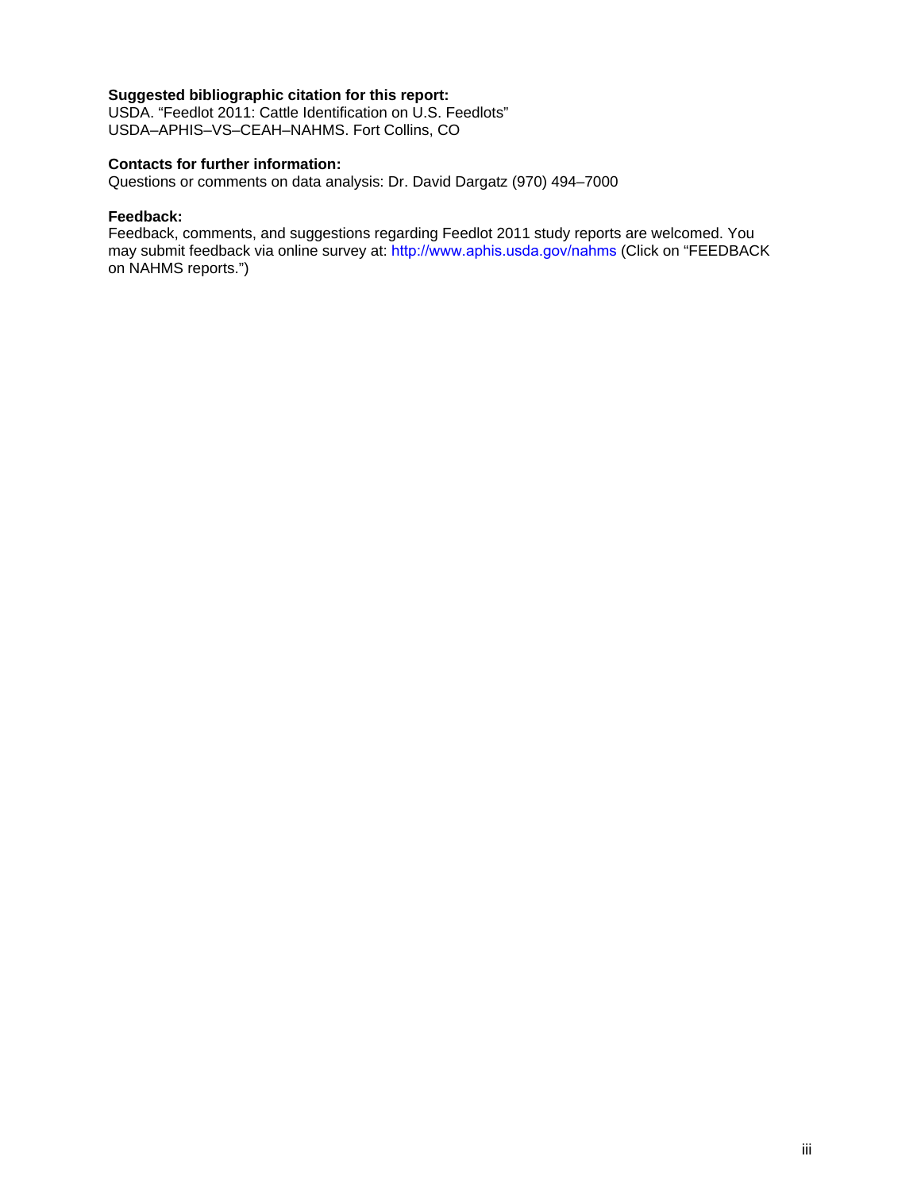**Suggested bibliographic citation for this report:**
USDA. “Feedlot 2011: Cattle Identification on U.S. Feedlots”
USDA–APHIS–VS–CEAH–NAHMS. Fort Collins, CO

**Contacts for further information:**
Questions or comments on data analysis: Dr. David Dargatz (970) 494–7000

**Feedback:**
Feedback, comments, and suggestions regarding Feedlot 2011 study reports are welcomed. You may submit feedback via online survey at: http://www.aphis.usda.gov/nahms (Click on “FEEDBACK on NAHMS reports.”)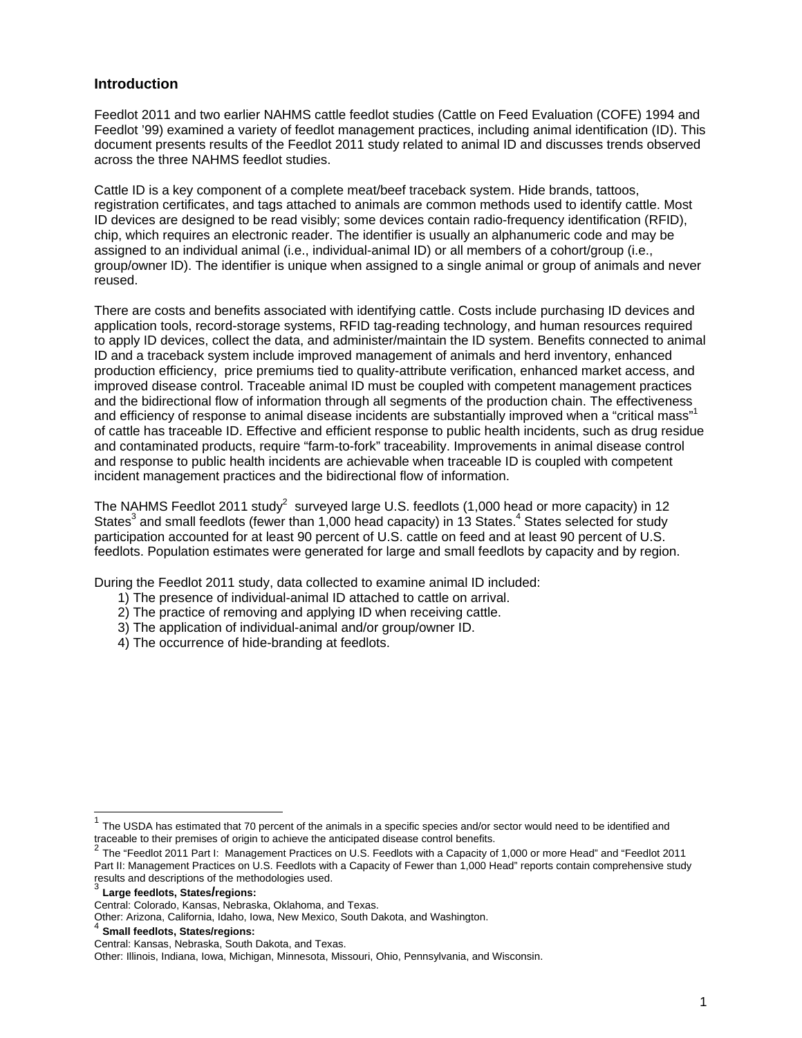## Introduction

Feedlot 2011 and two earlier NAHMS cattle feedlot studies (Cattle on Feed Evaluation (COFE) 1994 and Feedlot '99) examined a variety of feedlot management practices, including animal identification (ID). This document presents results of the Feedlot 2011 study related to animal ID and discusses trends observed across the three NAHMS feedlot studies.

Cattle ID is a key component of a complete meat/beef traceback system. Hide brands, tattoos, registration certificates, and tags attached to animals are common methods used to identify cattle. Most ID devices are designed to be read visibly; some devices contain radio-frequency identification (RFID), chip, which requires an electronic reader. The identifier is usually an alphanumeric code and may be assigned to an individual animal (i.e., individual-animal ID) or all members of a cohort/group (i.e., group/owner ID). The identifier is unique when assigned to a single animal or group of animals and never reused.

There are costs and benefits associated with identifying cattle. Costs include purchasing ID devices and application tools, record-storage systems, RFID tag-reading technology, and human resources required to apply ID devices, collect the data, and administer/maintain the ID system. Benefits connected to animal ID and a traceback system include improved management of animals and herd inventory, enhanced production efficiency, price premiums tied to quality-attribute verification, enhanced market access, and improved disease control. Traceable animal ID must be coupled with competent management practices and the bidirectional flow of information through all segments of the production chain. The effectiveness and efficiency of response to animal disease incidents are substantially improved when a "critical mass"[1] of cattle has traceable ID. Effective and efficient response to public health incidents, such as drug residue and contaminated products, require "farm-to-fork" traceability. Improvements in animal disease control and response to public health incidents are achievable when traceable ID is coupled with competent incident management practices and the bidirectional flow of information.

The NAHMS Feedlot 2011 study[2] surveyed large U.S. feedlots (1,000 head or more capacity) in 12 States[3] and small feedlots (fewer than 1,000 head capacity) in 13 States.[4] States selected for study participation accounted for at least 90 percent of U.S. cattle on feed and at least 90 percent of U.S. feedlots. Population estimates were generated for large and small feedlots by capacity and by region.

During the Feedlot 2011 study, data collected to examine animal ID included:

1) The presence of individual-animal ID attached to cattle on arrival.
2) The practice of removing and applying ID when receiving cattle.
3) The application of individual-animal and/or group/owner ID.
4) The occurrence of hide-branding at feedlots.

---

[1] The USDA has estimated that 70 percent of the animals in a specific species and/or sector would need to be identified and traceable to their premises of origin to achieve the anticipated disease control benefits.

[2] The "Feedlot 2011 Part I: Management Practices on U.S. Feedlots with a Capacity of 1,000 or more Head" and "Feedlot 2011 Part II: Management Practices on U.S. Feedlots with a Capacity of Fewer than 1,000 Head" reports contain comprehensive study results and descriptions of the methodologies used.

[3] **Large feedlots, States/regions:**
Central: Colorado, Kansas, Nebraska, Oklahoma, and Texas.
Other: Arizona, California, Idaho, Iowa, New Mexico, South Dakota, and Washington.

[4] **Small feedlots, States/regions:**
Central: Kansas, Nebraska, South Dakota, and Texas.
Other: Illinois, Indiana, Iowa, Michigan, Minnesota, Missouri, Ohio, Pennsylvania, and Wisconsin.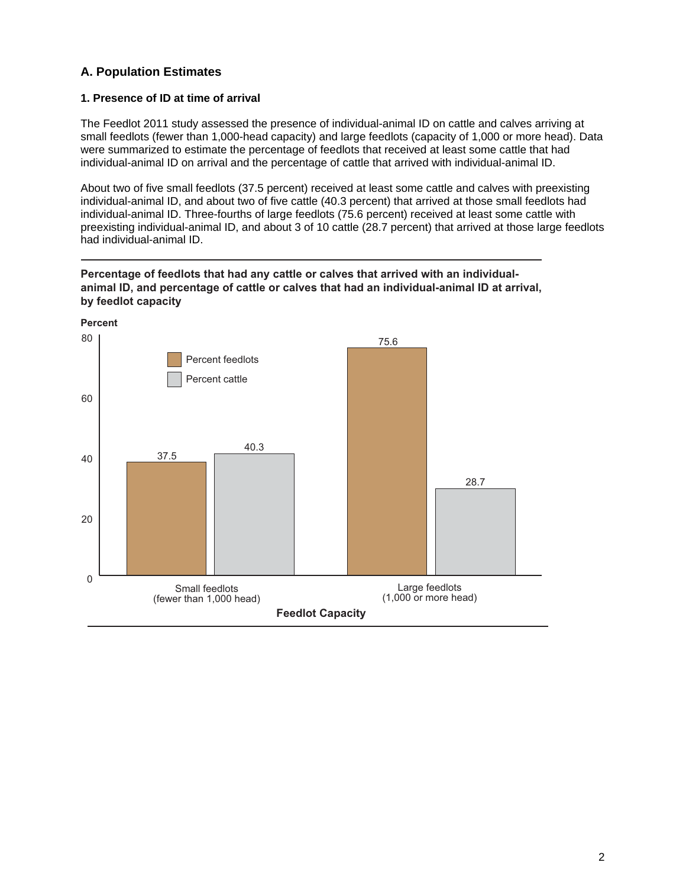## A. Population Estimates

### 1. Presence of ID at time of arrival

The Feedlot 2011 study assessed the presence of individual-animal ID on cattle and calves arriving at small feedlots (fewer than 1,000-head capacity) and large feedlots (capacity of 1,000 or more head). Data were summarized to estimate the percentage of feedlots that received at least some cattle that had individual-animal ID on arrival and the percentage of cattle that arrived with individual-animal ID.

About two of five small feedlots (37.5 percent) received at least some cattle and calves with preexisting individual-animal ID, and about two of five cattle (40.3 percent) that arrived at those small feedlots had individual-animal ID. Three-fourths of large feedlots (75.6 percent) received at least some cattle with preexisting individual-animal ID, and about 3 of 10 cattle (28.7 percent) that arrived at those large feedlots had individual-animal ID.

**Percentage of feedlots that had any cattle or calves that arrived with an individual-animal ID, and percentage of cattle or calves that had an individual-animal ID at arrival, by feedlot capacity**

| Feedlot Capacity | Percent feedlots | Percent cattle |
|---|---|---|
| Small feedlots (fewer than 1,000 head) | 37.5 | 40.3 |
| Large feedlots (1,000 or more head) | 75.6 | 28.7 |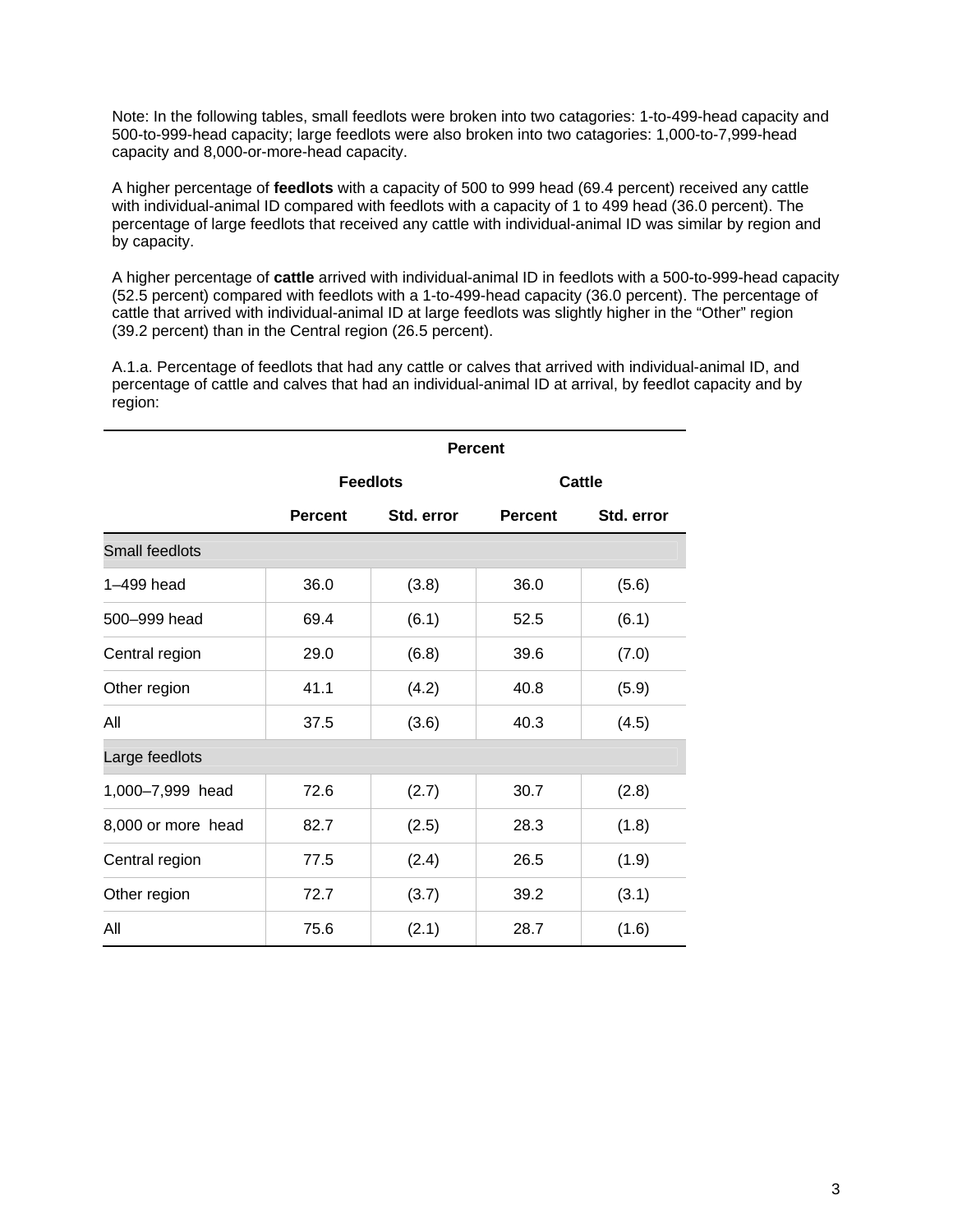Note: In the following tables, small feedlots were broken into two catagories: 1-to-499-head capacity and 500-to-999-head capacity; large feedlots were also broken into two catagories: 1,000-to-7,999-head capacity and 8,000-or-more-head capacity.

A higher percentage of **feedlots** with a capacity of 500 to 999 head (69.4 percent) received any cattle with individual-animal ID compared with feedlots with a capacity of 1 to 499 head (36.0 percent). The percentage of large feedlots that received any cattle with individual-animal ID was similar by region and by capacity.

A higher percentage of **cattle** arrived with individual-animal ID in feedlots with a 500-to-999-head capacity (52.5 percent) compared with feedlots with a 1-to-499-head capacity (36.0 percent). The percentage of cattle that arrived with individual-animal ID at large feedlots was slightly higher in the “Other” region (39.2 percent) than in the Central region (26.5 percent).

A.1.a. Percentage of feedlots that had any cattle or calves that arrived with individual-animal ID, and percentage of cattle and calves that had an individual-animal ID at arrival, by feedlot capacity and by region:

| | Percent | | | |
|---|---|---|---|---|
| | Feedlots | | Cattle | |
| | Percent | Std. error | Percent | Std. error |
| Small feedlots | | | | |
| 1–499 head | 36.0 | (3.8) | 36.0 | (5.6) |
| 500–999 head | 69.4 | (6.1) | 52.5 | (6.1) |
| Central region | 29.0 | (6.8) | 39.6 | (7.0) |
| Other region | 41.1 | (4.2) | 40.8 | (5.9) |
| All | 37.5 | (3.6) | 40.3 | (4.5) |
| Large feedlots | | | | |
| 1,000–7,999 head | 72.6 | (2.7) | 30.7 | (2.8) |
| 8,000 or more head | 82.7 | (2.5) | 28.3 | (1.8) |
| Central region | 77.5 | (2.4) | 26.5 | (1.9) |
| Other region | 72.7 | (3.7) | 39.2 | (3.1) |
| All | 75.6 | (2.1) | 28.7 | (1.6) |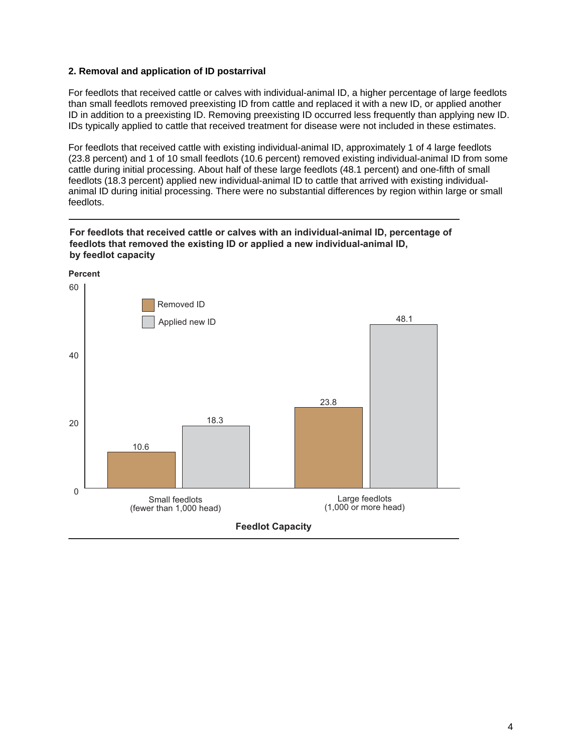### 2. Removal and application of ID postarrival

For feedlots that received cattle or calves with individual-animal ID, a higher percentage of large feedlots than small feedlots removed preexisting ID from cattle and replaced it with a new ID, or applied another ID in addition to a preexisting ID. Removing preexisting ID occurred less frequently than applying new ID. IDs typically applied to cattle that received treatment for disease were not included in these estimates.

For feedlots that received cattle with existing individual-animal ID, approximately 1 of 4 large feedlots (23.8 percent) and 1 of 10 small feedlots (10.6 percent) removed existing individual-animal ID from some cattle during initial processing. About half of these large feedlots (48.1 percent) and one-fifth of small feedlots (18.3 percent) applied new individual-animal ID to cattle that arrived with existing individual-animal ID during initial processing. There were no substantial differences by region within large or small feedlots.

**For feedlots that received cattle or calves with an individual-animal ID, percentage of feedlots that removed the existing ID or applied a new individual-animal ID, by feedlot capacity**

| Feedlot Capacity | Removed ID (Percent) | Applied new ID (Percent) |
|---|---|---|
| Small feedlots (fewer than 1,000 head) | 10.6 | 18.3 |
| Large feedlots (1,000 or more head) | 23.8 | 48.1 |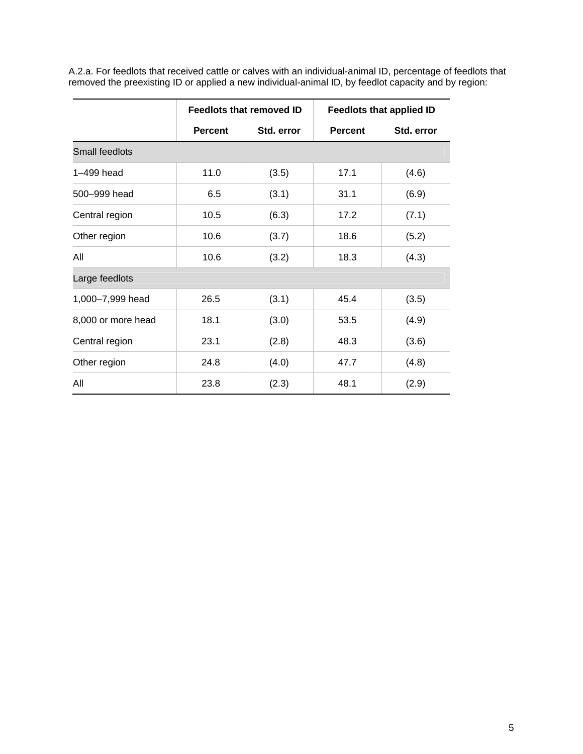A.2.a. For feedlots that received cattle or calves with an individual-animal ID, percentage of feedlots that removed the preexisting ID or applied a new individual-animal ID, by feedlot capacity and by region:

| | Feedlots that removed ID | | Feedlots that applied ID | |
|---|---|---|---|---|
| | Percent | Std. error | Percent | Std. error |
| Small feedlots | | | | |
| 1–499 head | 11.0 | (3.5) | 17.1 | (4.6) |
| 500–999 head | 6.5 | (3.1) | 31.1 | (6.9) |
| Central region | 10.5 | (6.3) | 17.2 | (7.1) |
| Other region | 10.6 | (3.7) | 18.6 | (5.2) |
| All | 10.6 | (3.2) | 18.3 | (4.3) |
| Large feedlots | | | | |
| 1,000–7,999 head | 26.5 | (3.1) | 45.4 | (3.5) |
| 8,000 or more head | 18.1 | (3.0) | 53.5 | (4.9) |
| Central region | 23.1 | (2.8) | 48.3 | (3.6) |
| Other region | 24.8 | (4.0) | 47.7 | (4.8) |
| All | 23.8 | (2.3) | 48.1 | (2.9) |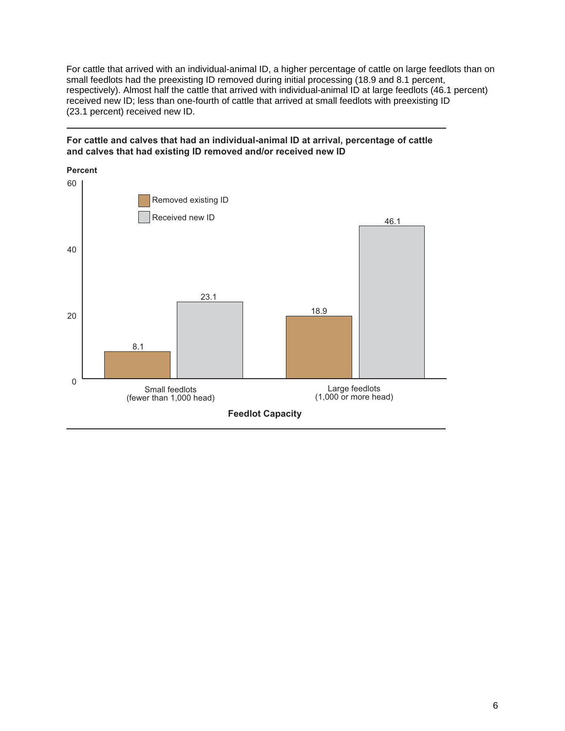For cattle that arrived with an individual-animal ID, a higher percentage of cattle on large feedlots than on small feedlots had the preexisting ID removed during initial processing (18.9 and 8.1 percent, respectively). Almost half the cattle that arrived with individual-animal ID at large feedlots (46.1 percent) received new ID; less than one-fourth of cattle that arrived at small feedlots with preexisting ID (23.1 percent) received new ID.

**For cattle and calves that had an individual-animal ID at arrival, percentage of cattle and calves that had existing ID removed and/or received new ID**

| Feedlot Capacity | Removed existing ID (Percent) | Received new ID (Percent) |
| --- | --- | --- |
| Small feedlots (fewer than 1,000 head) | 8.1 | 23.1 |
| Large feedlots (1,000 or more head) | 18.9 | 46.1 |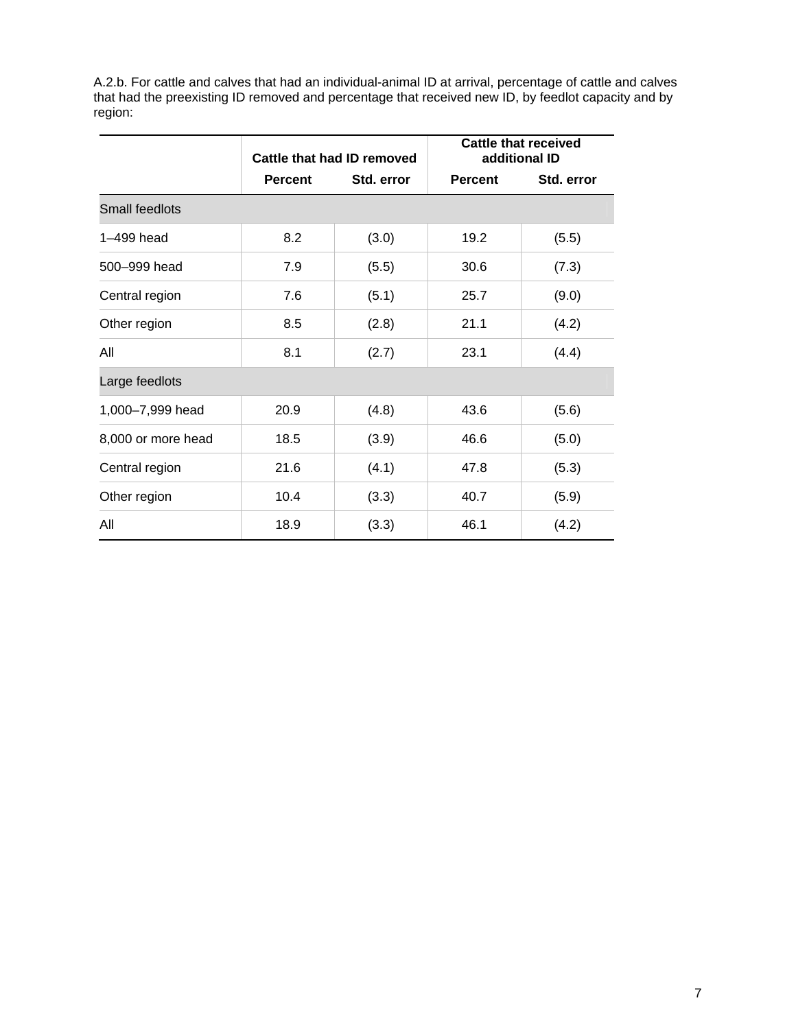A.2.b. For cattle and calves that had an individual-animal ID at arrival, percentage of cattle and calves that had the preexisting ID removed and percentage that received new ID, by feedlot capacity and by region:

| | Cattle that had ID removed | | Cattle that received additional ID | |
|---|---|---|---|---|
| | Percent | Std. error | Percent | Std. error |
| Small feedlots | | | | |
| 1–499 head | 8.2 | (3.0) | 19.2 | (5.5) |
| 500–999 head | 7.9 | (5.5) | 30.6 | (7.3) |
| Central region | 7.6 | (5.1) | 25.7 | (9.0) |
| Other region | 8.5 | (2.8) | 21.1 | (4.2) |
| All | 8.1 | (2.7) | 23.1 | (4.4) |
| Large feedlots | | | | |
| 1,000–7,999 head | 20.9 | (4.8) | 43.6 | (5.6) |
| 8,000 or more head | 18.5 | (3.9) | 46.6 | (5.0) |
| Central region | 21.6 | (4.1) | 47.8 | (5.3) |
| Other region | 10.4 | (3.3) | 40.7 | (5.9) |
| All | 18.9 | (3.3) | 46.1 | (4.2) |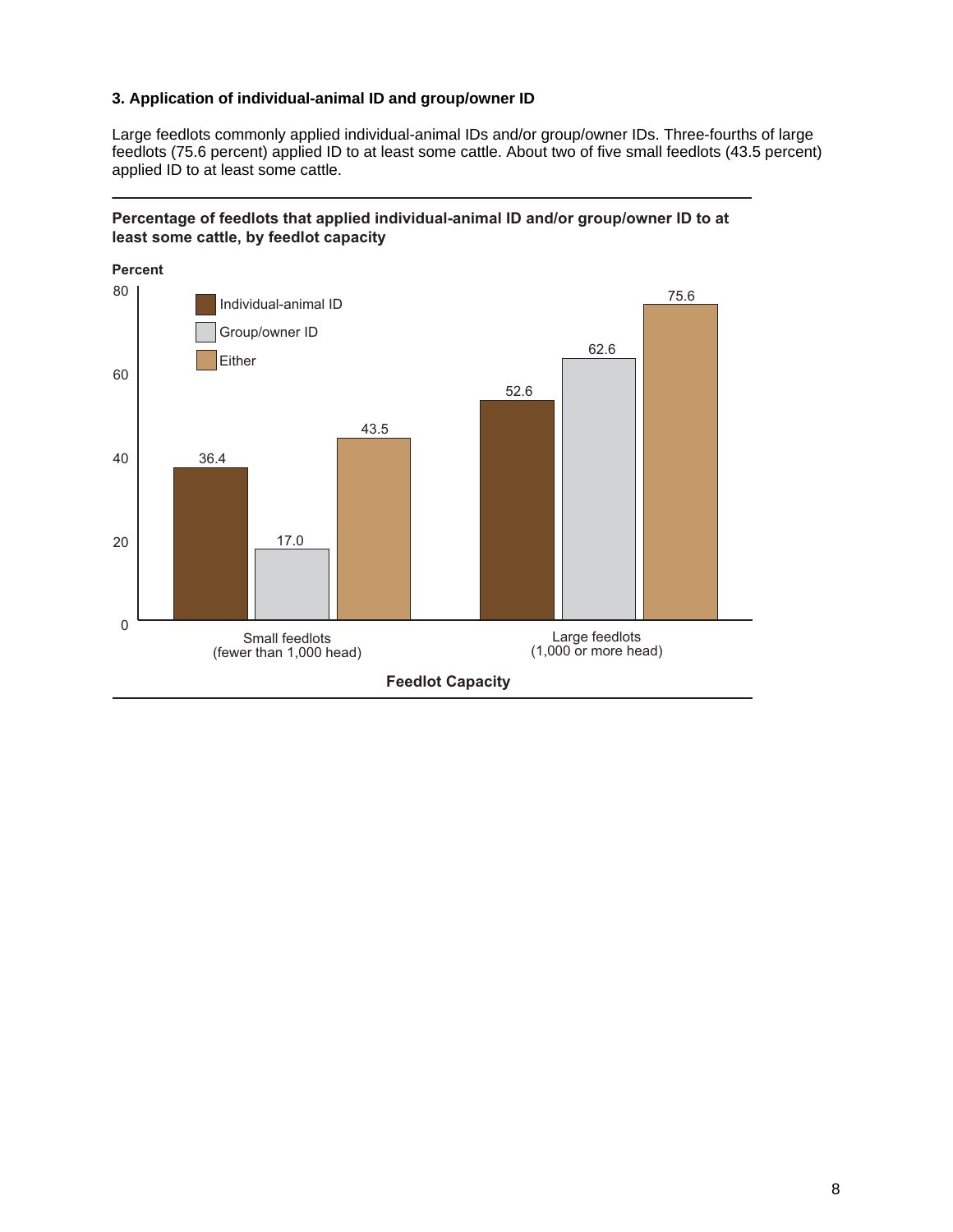### 3. Application of individual-animal ID and group/owner ID

Large feedlots commonly applied individual-animal IDs and/or group/owner IDs. Three-fourths of large feedlots (75.6 percent) applied ID to at least some cattle. About two of five small feedlots (43.5 percent) applied ID to at least some cattle.

**Percentage of feedlots that applied individual-animal ID and/or group/owner ID to at least some cattle, by feedlot capacity**

| Feedlot Capacity | Individual-animal ID | Group/owner ID | Either |
|---|---|---|---|
| Small feedlots (fewer than 1,000 head) | 36.4 | 17.0 | 43.5 |
| Large feedlots (1,000 or more head) | 52.6 | 62.6 | 75.6 |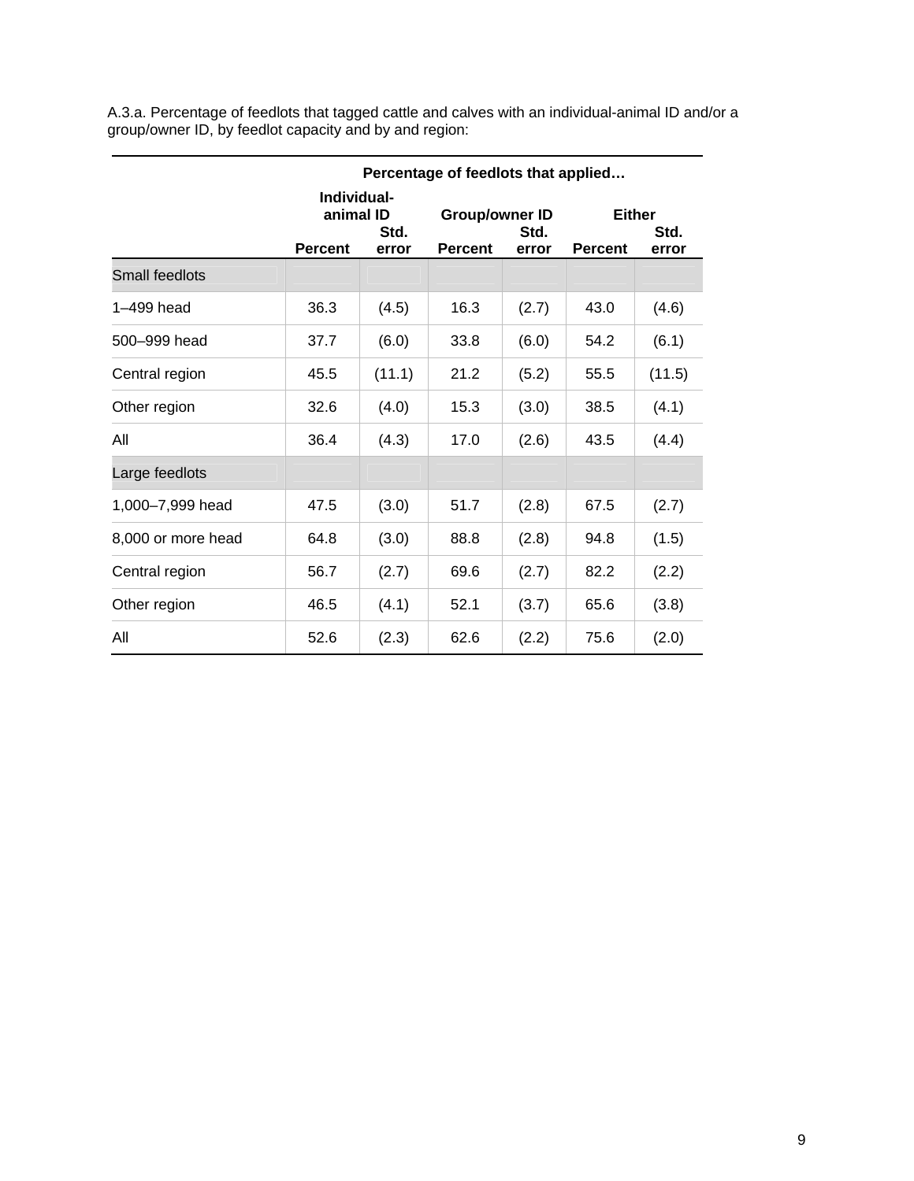A.3.a. Percentage of feedlots that tagged cattle and calves with an individual-animal ID and/or a group/owner ID, by feedlot capacity and by and region:

| | Percentage of feedlots that applied… | | | | | |
|---|---|---|---|---|---|---|
| | Individual-animal ID | | Group/owner ID | | Either | |
| | Percent | Std. error | Percent | Std. error | Percent | Std. error |
| Small feedlots | | | | | | |
| 1–499 head | 36.3 | (4.5) | 16.3 | (2.7) | 43.0 | (4.6) |
| 500–999 head | 37.7 | (6.0) | 33.8 | (6.0) | 54.2 | (6.1) |
| Central region | 45.5 | (11.1) | 21.2 | (5.2) | 55.5 | (11.5) |
| Other region | 32.6 | (4.0) | 15.3 | (3.0) | 38.5 | (4.1) |
| All | 36.4 | (4.3) | 17.0 | (2.6) | 43.5 | (4.4) |
| Large feedlots | | | | | | |
| 1,000–7,999 head | 47.5 | (3.0) | 51.7 | (2.8) | 67.5 | (2.7) |
| 8,000 or more head | 64.8 | (3.0) | 88.8 | (2.8) | 94.8 | (1.5) |
| Central region | 56.7 | (2.7) | 69.6 | (2.7) | 82.2 | (2.2) |
| Other region | 46.5 | (4.1) | 52.1 | (3.7) | 65.6 | (3.8) |
| All | 52.6 | (2.3) | 62.6 | (2.2) | 75.6 | (2.0) |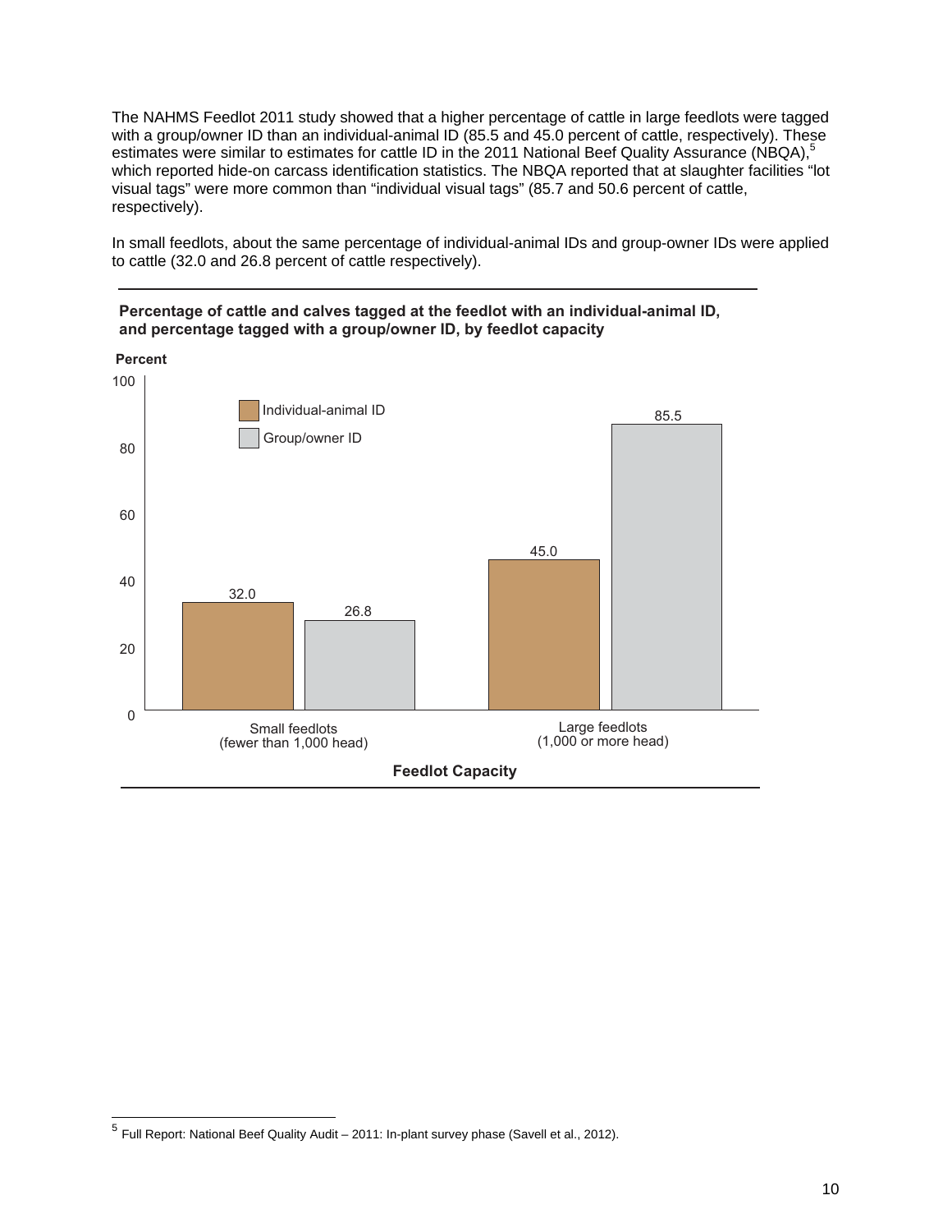The NAHMS Feedlot 2011 study showed that a higher percentage of cattle in large feedlots were tagged with a group/owner ID than an individual-animal ID (85.5 and 45.0 percent of cattle, respectively). These estimates were similar to estimates for cattle ID in the 2011 National Beef Quality Assurance (NBQA),[5] which reported hide-on carcass identification statistics. The NBQA reported that at slaughter facilities “lot visual tags” were more common than “individual visual tags” (85.7 and 50.6 percent of cattle, respectively).

In small feedlots, about the same percentage of individual-animal IDs and group-owner IDs were applied to cattle (32.0 and 26.8 percent of cattle respectively).

**Percentage of cattle and calves tagged at the feedlot with an individual-animal ID, and percentage tagged with a group/owner ID, by feedlot capacity**

| Feedlot Capacity | Individual-animal ID (Percent) | Group/owner ID (Percent) |
|---|---|---|
| Small feedlots (fewer than 1,000 head) | 32.0 | 26.8 |
| Large feedlots (1,000 or more head) | 45.0 | 85.5 |

[5] Full Report: National Beef Quality Audit – 2011: In-plant survey phase (Savell et al., 2012).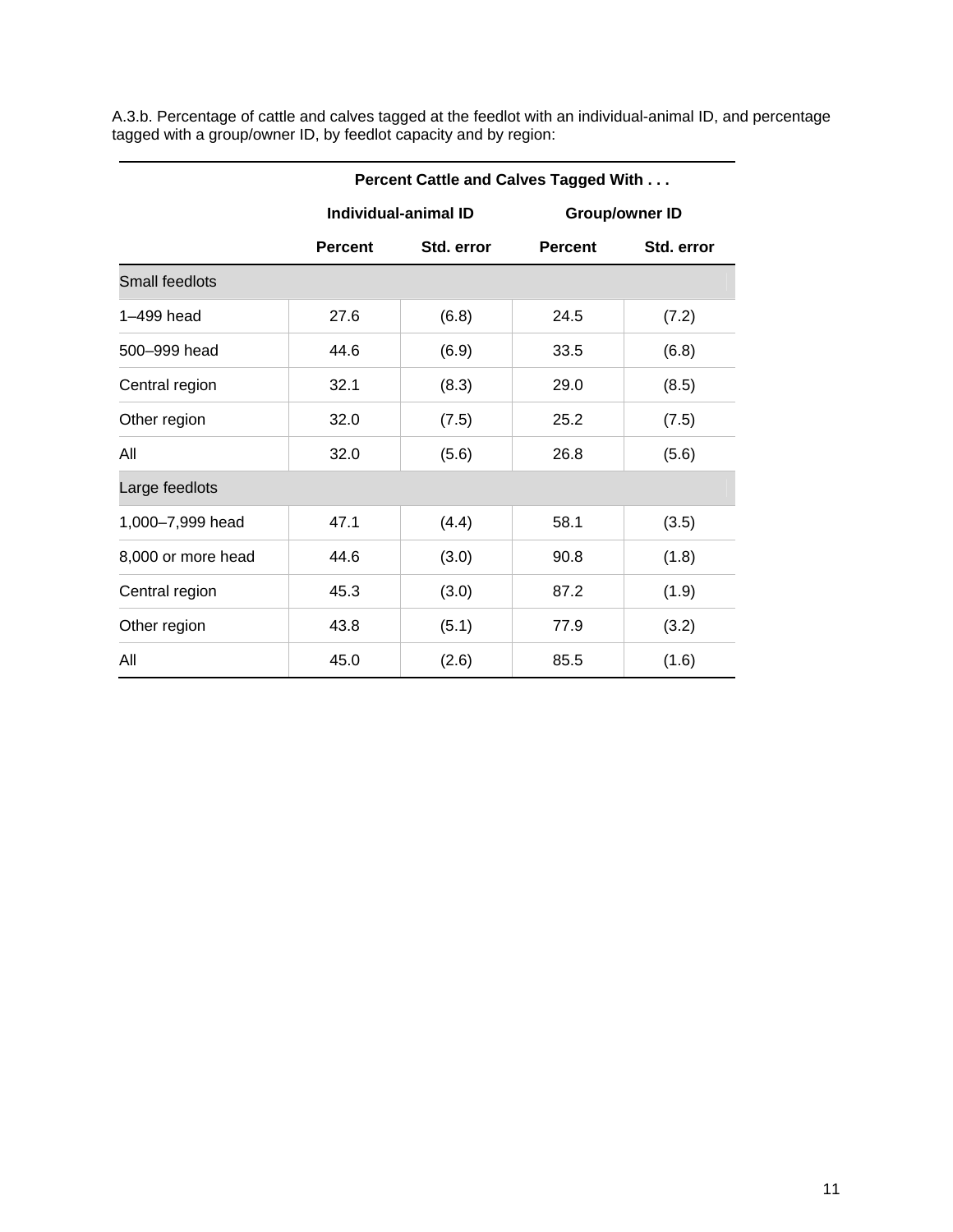A.3.b. Percentage of cattle and calves tagged at the feedlot with an individual-animal ID, and percentage tagged with a group/owner ID, by feedlot capacity and by region:

| | Percent Cattle and Calves Tagged With . . . | | | |
|---|---|---|---|---|
| | Individual-animal ID | | Group/owner ID | |
| | Percent | Std. error | Percent | Std. error |
| **Small feedlots** | | | | |
| 1–499 head | 27.6 | (6.8) | 24.5 | (7.2) |
| 500–999 head | 44.6 | (6.9) | 33.5 | (6.8) |
| Central region | 32.1 | (8.3) | 29.0 | (8.5) |
| Other region | 32.0 | (7.5) | 25.2 | (7.5) |
| All | 32.0 | (5.6) | 26.8 | (5.6) |
| **Large feedlots** | | | | |
| 1,000–7,999 head | 47.1 | (4.4) | 58.1 | (3.5) |
| 8,000 or more head | 44.6 | (3.0) | 90.8 | (1.8) |
| Central region | 45.3 | (3.0) | 87.2 | (1.9) |
| Other region | 43.8 | (5.1) | 77.9 | (3.2) |
| All | 45.0 | (2.6) | 85.5 | (1.6) |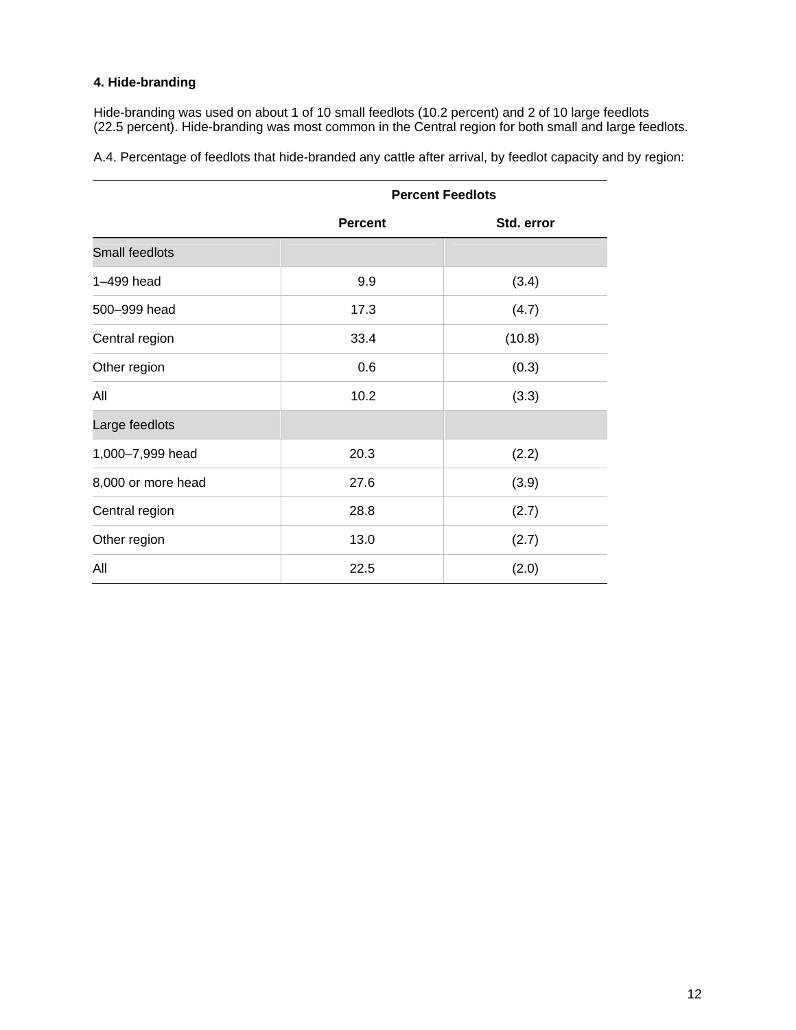### 4. Hide-branding

Hide-branding was used on about 1 of 10 small feedlots (10.2 percent) and 2 of 10 large feedlots (22.5 percent). Hide-branding was most common in the Central region for both small and large feedlots.

A.4. Percentage of feedlots that hide-branded any cattle after arrival, by feedlot capacity and by region:

| | Percent Feedlots | |
|---|---|---|
| | **Percent** | **Std. error** |
| Small feedlots | | |
| 1–499 head | 9.9 | (3.4) |
| 500–999 head | 17.3 | (4.7) |
| Central region | 33.4 | (10.8) |
| Other region | 0.6 | (0.3) |
| All | 10.2 | (3.3) |
| Large feedlots | | |
| 1,000–7,999 head | 20.3 | (2.2) |
| 8,000 or more head | 27.6 | (3.9) |
| Central region | 28.8 | (2.7) |
| Other region | 13.0 | (2.7) |
| All | 22.5 | (2.0) |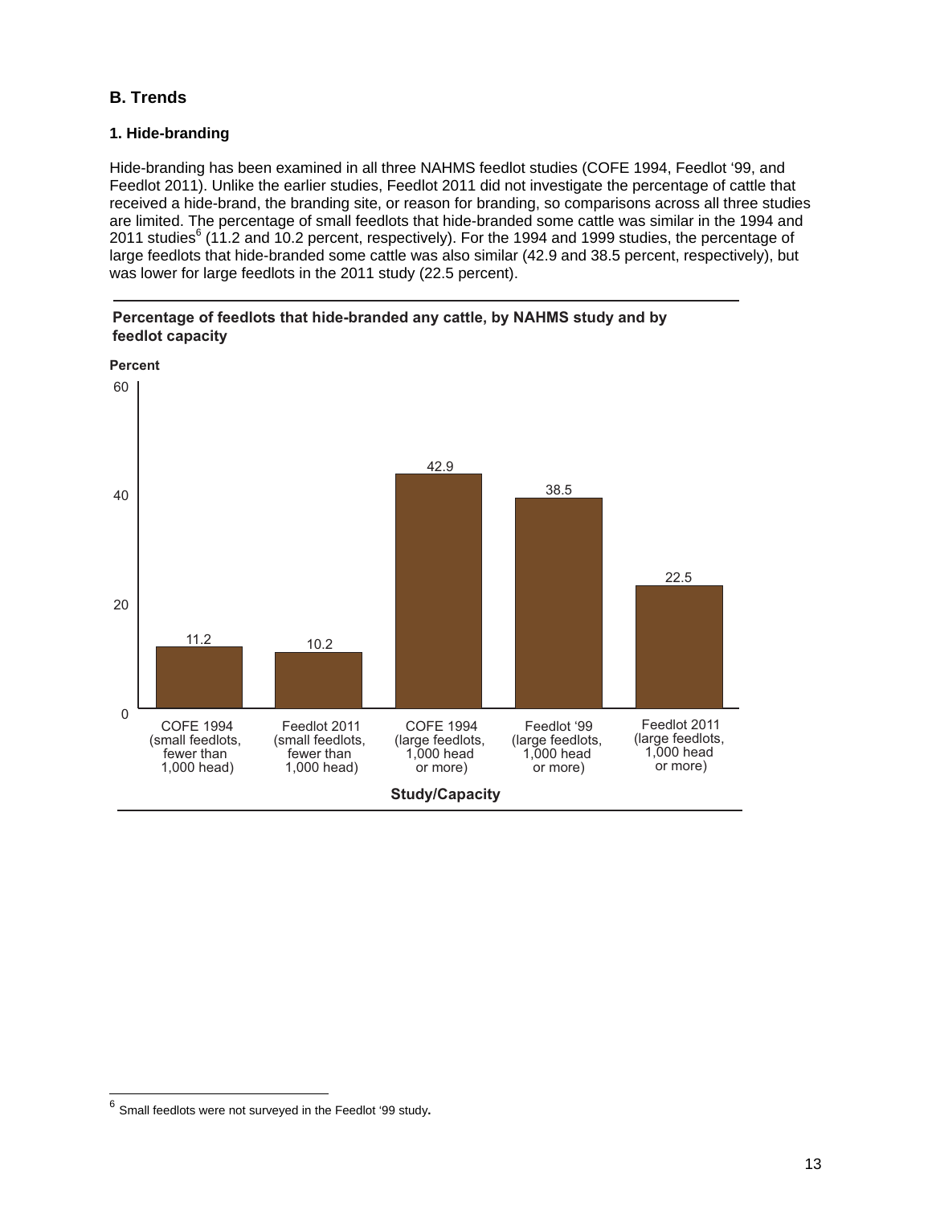## B. Trends

### 1. Hide-branding

Hide-branding has been examined in all three NAHMS feedlot studies (COFE 1994, Feedlot '99, and Feedlot 2011). Unlike the earlier studies, Feedlot 2011 did not investigate the percentage of cattle that received a hide-brand, the branding site, or reason for branding, so comparisons across all three studies are limited. The percentage of small feedlots that hide-branded some cattle was similar in the 1994 and 2011 studies[6] (11.2 and 10.2 percent, respectively). For the 1994 and 1999 studies, the percentage of large feedlots that hide-branded some cattle was also similar (42.9 and 38.5 percent, respectively), but was lower for large feedlots in the 2011 study (22.5 percent).

**Percentage of feedlots that hide-branded any cattle, by NAHMS study and by feedlot capacity**

| Study/Capacity | Percent |
|---|---|
| COFE 1994 (small feedlots, fewer than 1,000 head) | 11.2 |
| Feedlot 2011 (small feedlots, fewer than 1,000 head) | 10.2 |
| COFE 1994 (large feedlots, 1,000 head or more) | 42.9 |
| Feedlot '99 (large feedlots, 1,000 head or more) | 38.5 |
| Feedlot 2011 (large feedlots, 1,000 head or more) | 22.5 |

[6] Small feedlots were not surveyed in the Feedlot '99 study.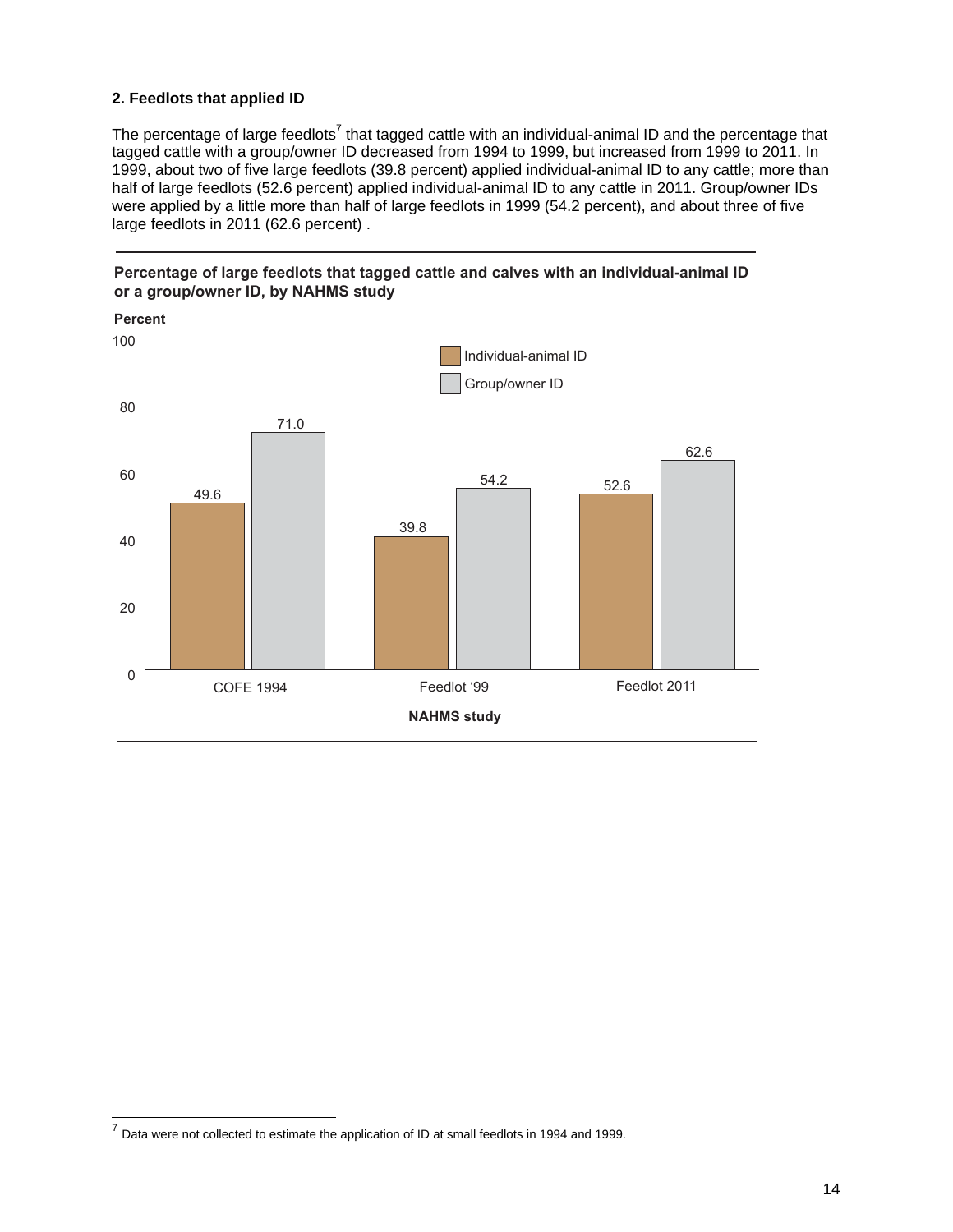### 2. Feedlots that applied ID

The percentage of large feedlots[7] that tagged cattle with an individual-animal ID and the percentage that tagged cattle with a group/owner ID decreased from 1994 to 1999, but increased from 1999 to 2011. In 1999, about two of five large feedlots (39.8 percent) applied individual-animal ID to any cattle; more than half of large feedlots (52.6 percent) applied individual-animal ID to any cattle in 2011. Group/owner IDs were applied by a little more than half of large feedlots in 1999 (54.2 percent), and about three of five large feedlots in 2011 (62.6 percent) .

**Percentage of large feedlots that tagged cattle and calves with an individual-animal ID or a group/owner ID, by NAHMS study**

| NAHMS study | Individual-animal ID (Percent) | Group/owner ID (Percent) |
|---|---|---|
| COFE 1994 | 49.6 | 71.0 |
| Feedlot '99 | 39.8 | 54.2 |
| Feedlot 2011 | 52.6 | 62.6 |

[7] Data were not collected to estimate the application of ID at small feedlots in 1994 and 1999.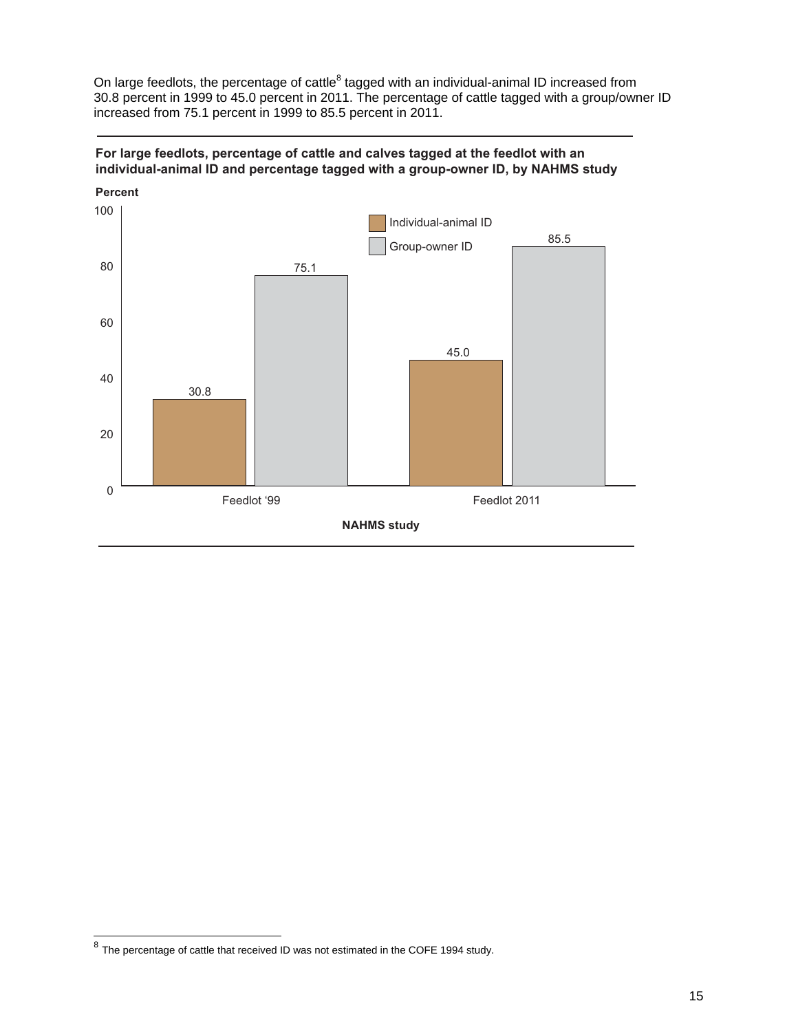On large feedlots, the percentage of cattle[8] tagged with an individual-animal ID increased from 30.8 percent in 1999 to 45.0 percent in 2011. The percentage of cattle tagged with a group/owner ID increased from 75.1 percent in 1999 to 85.5 percent in 2011.

**For large feedlots, percentage of cattle and calves tagged at the feedlot with an individual-animal ID and percentage tagged with a group-owner ID, by NAHMS study**

| NAHMS study | Individual-animal ID (Percent) | Group-owner ID (Percent) |
|---|---|---|
| Feedlot '99 | 30.8 | 75.1 |
| Feedlot 2011 | 45.0 | 85.5 |

[8] The percentage of cattle that received ID was not estimated in the COFE 1994 study.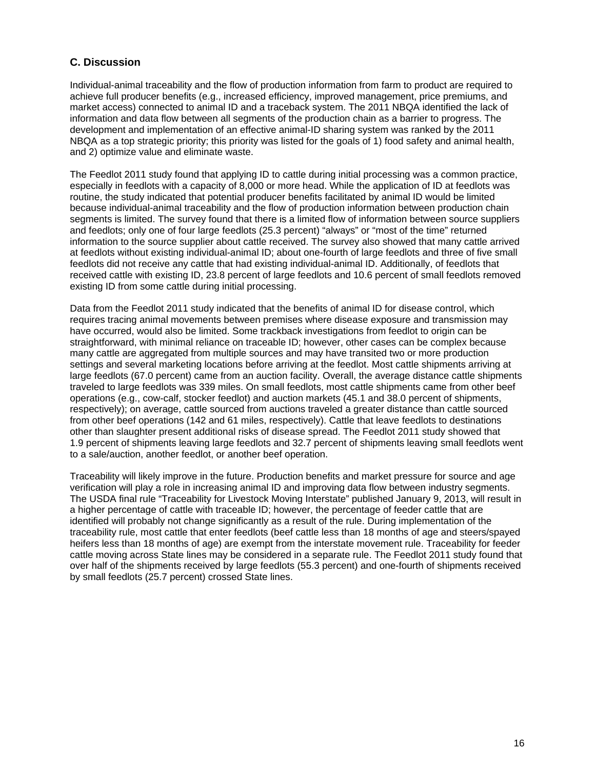## C. Discussion

Individual-animal traceability and the flow of production information from farm to product are required to achieve full producer benefits (e.g., increased efficiency, improved management, price premiums, and market access) connected to animal ID and a traceback system. The 2011 NBQA identified the lack of information and data flow between all segments of the production chain as a barrier to progress. The development and implementation of an effective animal-ID sharing system was ranked by the 2011 NBQA as a top strategic priority; this priority was listed for the goals of 1) food safety and animal health, and 2) optimize value and eliminate waste.

The Feedlot 2011 study found that applying ID to cattle during initial processing was a common practice, especially in feedlots with a capacity of 8,000 or more head. While the application of ID at feedlots was routine, the study indicated that potential producer benefits facilitated by animal ID would be limited because individual-animal traceability and the flow of production information between production chain segments is limited. The survey found that there is a limited flow of information between source suppliers and feedlots; only one of four large feedlots (25.3 percent) "always" or "most of the time" returned information to the source supplier about cattle received. The survey also showed that many cattle arrived at feedlots without existing individual-animal ID; about one-fourth of large feedlots and three of five small feedlots did not receive any cattle that had existing individual-animal ID. Additionally, of feedlots that received cattle with existing ID, 23.8 percent of large feedlots and 10.6 percent of small feedlots removed existing ID from some cattle during initial processing.

Data from the Feedlot 2011 study indicated that the benefits of animal ID for disease control, which requires tracing animal movements between premises where disease exposure and transmission may have occurred, would also be limited. Some trackback investigations from feedlot to origin can be straightforward, with minimal reliance on traceable ID; however, other cases can be complex because many cattle are aggregated from multiple sources and may have transited two or more production settings and several marketing locations before arriving at the feedlot. Most cattle shipments arriving at large feedlots (67.0 percent) came from an auction facility. Overall, the average distance cattle shipments traveled to large feedlots was 339 miles. On small feedlots, most cattle shipments came from other beef operations (e.g., cow-calf, stocker feedlot) and auction markets (45.1 and 38.0 percent of shipments, respectively); on average, cattle sourced from auctions traveled a greater distance than cattle sourced from other beef operations (142 and 61 miles, respectively). Cattle that leave feedlots to destinations other than slaughter present additional risks of disease spread. The Feedlot 2011 study showed that 1.9 percent of shipments leaving large feedlots and 32.7 percent of shipments leaving small feedlots went to a sale/auction, another feedlot, or another beef operation.

Traceability will likely improve in the future. Production benefits and market pressure for source and age verification will play a role in increasing animal ID and improving data flow between industry segments. The USDA final rule "Traceability for Livestock Moving Interstate" published January 9, 2013, will result in a higher percentage of cattle with traceable ID; however, the percentage of feeder cattle that are identified will probably not change significantly as a result of the rule. During implementation of the traceability rule, most cattle that enter feedlots (beef cattle less than 18 months of age and steers/spayed heifers less than 18 months of age) are exempt from the interstate movement rule. Traceability for feeder cattle moving across State lines may be considered in a separate rule. The Feedlot 2011 study found that over half of the shipments received by large feedlots (55.3 percent) and one-fourth of shipments received by small feedlots (25.7 percent) crossed State lines.